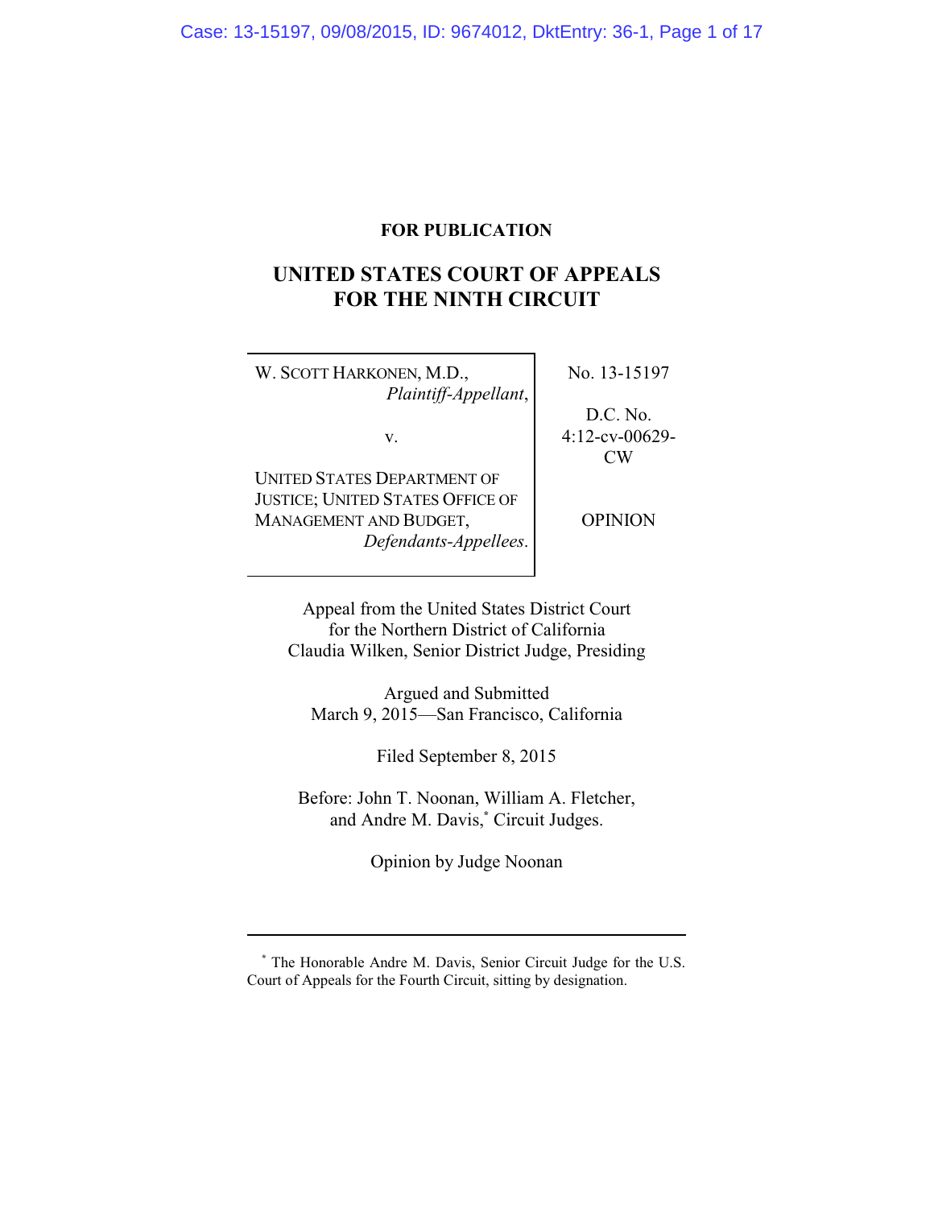**FOR PUBLICATION**

# UNITED STATES COURT OF APPEALS FOR THE NINTH CIRCUIT

| | |
|---|---|
| W. SCOTT HARKONEN, M.D., *Plaintiff-Appellant*,<br><br>v.<br><br>UNITED STATES DEPARTMENT OF JUSTICE; UNITED STATES OFFICE OF MANAGEMENT AND BUDGET, *Defendants-Appellees*. | No. 13-15197<br><br>D.C. No. 4:12-cv-00629-CW<br><br>OPINION |

Appeal from the United States District Court for the Northern District of California
Claudia Wilken, Senior District Judge, Presiding

Argued and Submitted
March 9, 2015—San Francisco, California

Filed September 8, 2015

Before: John T. Noonan, William A. Fletcher, and Andre M. Davis,* Circuit Judges.

Opinion by Judge Noonan

---

* The Honorable Andre M. Davis, Senior Circuit Judge for the U.S. Court of Appeals for the Fourth Circuit, sitting by designation.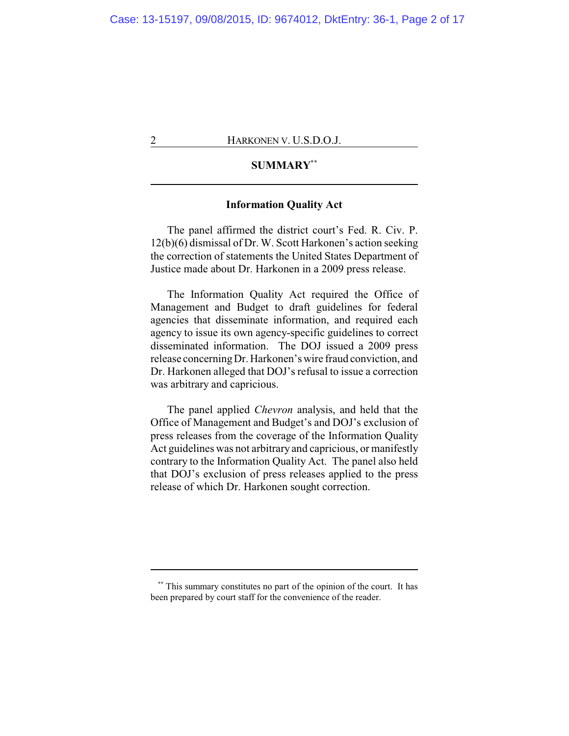## SUMMARY[**]

### Information Quality Act

The panel affirmed the district court's Fed. R. Civ. P. 12(b)(6) dismissal of Dr. W. Scott Harkonen's action seeking the correction of statements the United States Department of Justice made about Dr. Harkonen in a 2009 press release.

The Information Quality Act required the Office of Management and Budget to draft guidelines for federal agencies that disseminate information, and required each agency to issue its own agency-specific guidelines to correct disseminated information. The DOJ issued a 2009 press release concerning Dr. Harkonen's wire fraud conviction, and Dr. Harkonen alleged that DOJ's refusal to issue a correction was arbitrary and capricious.

The panel applied *Chevron* analysis, and held that the Office of Management and Budget's and DOJ's exclusion of press releases from the coverage of the Information Quality Act guidelines was not arbitrary and capricious, or manifestly contrary to the Information Quality Act. The panel also held that DOJ's exclusion of press releases applied to the press release of which Dr. Harkonen sought correction.

---

[**] This summary constitutes no part of the opinion of the court. It has been prepared by court staff for the convenience of the reader.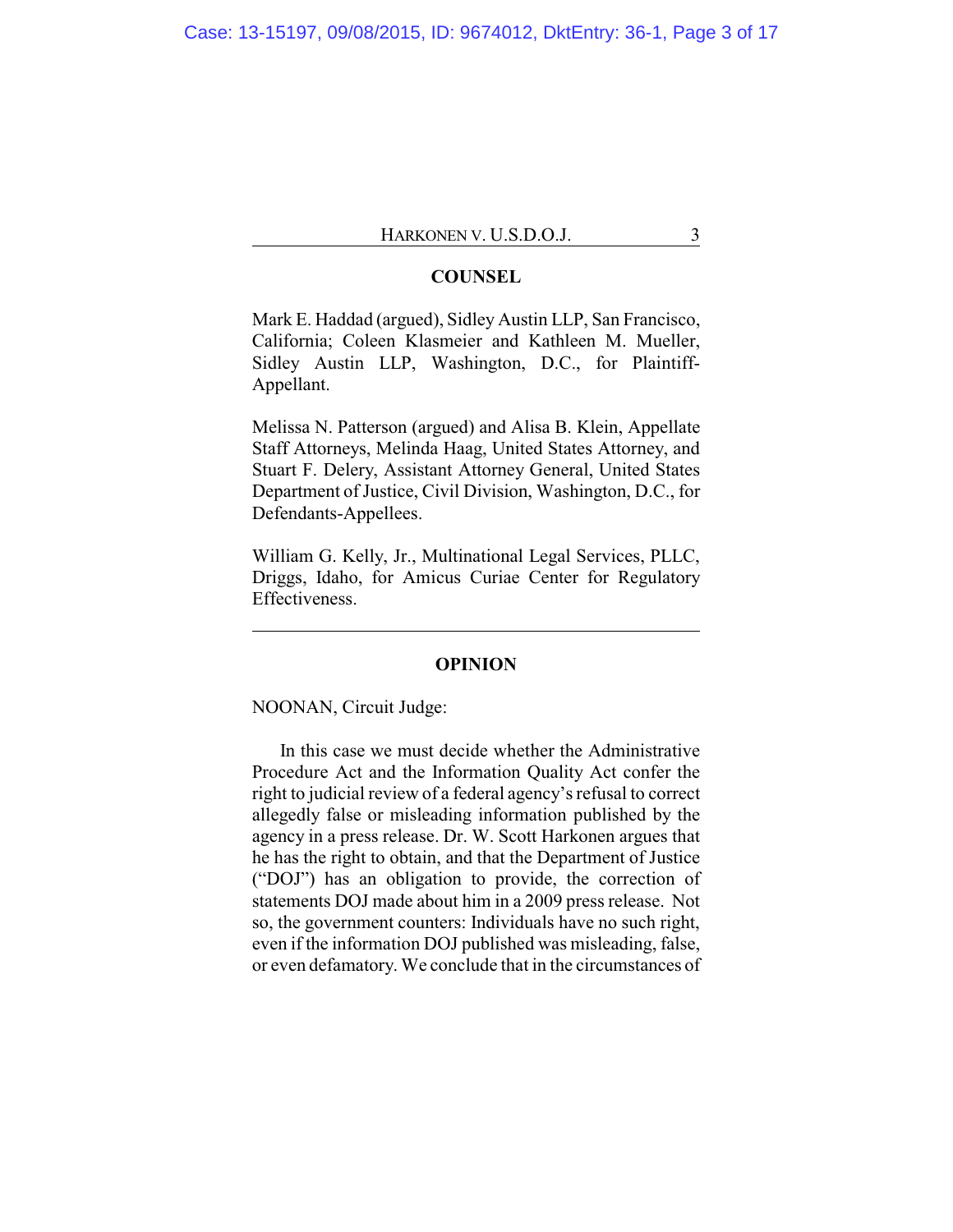## COUNSEL

Mark E. Haddad (argued), Sidley Austin LLP, San Francisco, California; Coleen Klasmeier and Kathleen M. Mueller, Sidley Austin LLP, Washington, D.C., for Plaintiff-Appellant.

Melissa N. Patterson (argued) and Alisa B. Klein, Appellate Staff Attorneys, Melinda Haag, United States Attorney, and Stuart F. Delery, Assistant Attorney General, United States Department of Justice, Civil Division, Washington, D.C., for Defendants-Appellees.

William G. Kelly, Jr., Multinational Legal Services, PLLC, Driggs, Idaho, for Amicus Curiae Center for Regulatory Effectiveness.

---

## OPINION

NOONAN, Circuit Judge:

In this case we must decide whether the Administrative Procedure Act and the Information Quality Act confer the right to judicial review of a federal agency's refusal to correct allegedly false or misleading information published by the agency in a press release. Dr. W. Scott Harkonen argues that he has the right to obtain, and that the Department of Justice ("DOJ") has an obligation to provide, the correction of statements DOJ made about him in a 2009 press release. Not so, the government counters: Individuals have no such right, even if the information DOJ published was misleading, false, or even defamatory. We conclude that in the circumstances of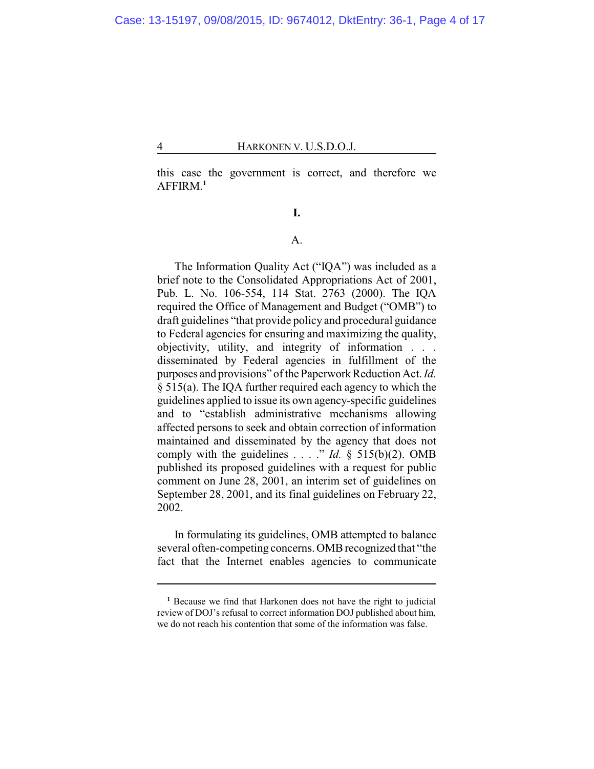this case the government is correct, and therefore we AFFIRM.[1]

## I.

### A.

The Information Quality Act ("IQA") was included as a brief note to the Consolidated Appropriations Act of 2001, Pub. L. No. 106-554, 114 Stat. 2763 (2000). The IQA required the Office of Management and Budget ("OMB") to draft guidelines "that provide policy and procedural guidance to Federal agencies for ensuring and maximizing the quality, objectivity, utility, and integrity of information . . . disseminated by Federal agencies in fulfillment of the purposes and provisions" of the Paperwork Reduction Act. *Id.* § 515(a). The IQA further required each agency to which the guidelines applied to issue its own agency-specific guidelines and to "establish administrative mechanisms allowing affected persons to seek and obtain correction of information maintained and disseminated by the agency that does not comply with the guidelines . . . ." *Id.* § 515(b)(2). OMB published its proposed guidelines with a request for public comment on June 28, 2001, an interim set of guidelines on September 28, 2001, and its final guidelines on February 22, 2002.

In formulating its guidelines, OMB attempted to balance several often-competing concerns. OMB recognized that "the fact that the Internet enables agencies to communicate

---

[1] Because we find that Harkonen does not have the right to judicial review of DOJ's refusal to correct information DOJ published about him, we do not reach his contention that some of the information was false.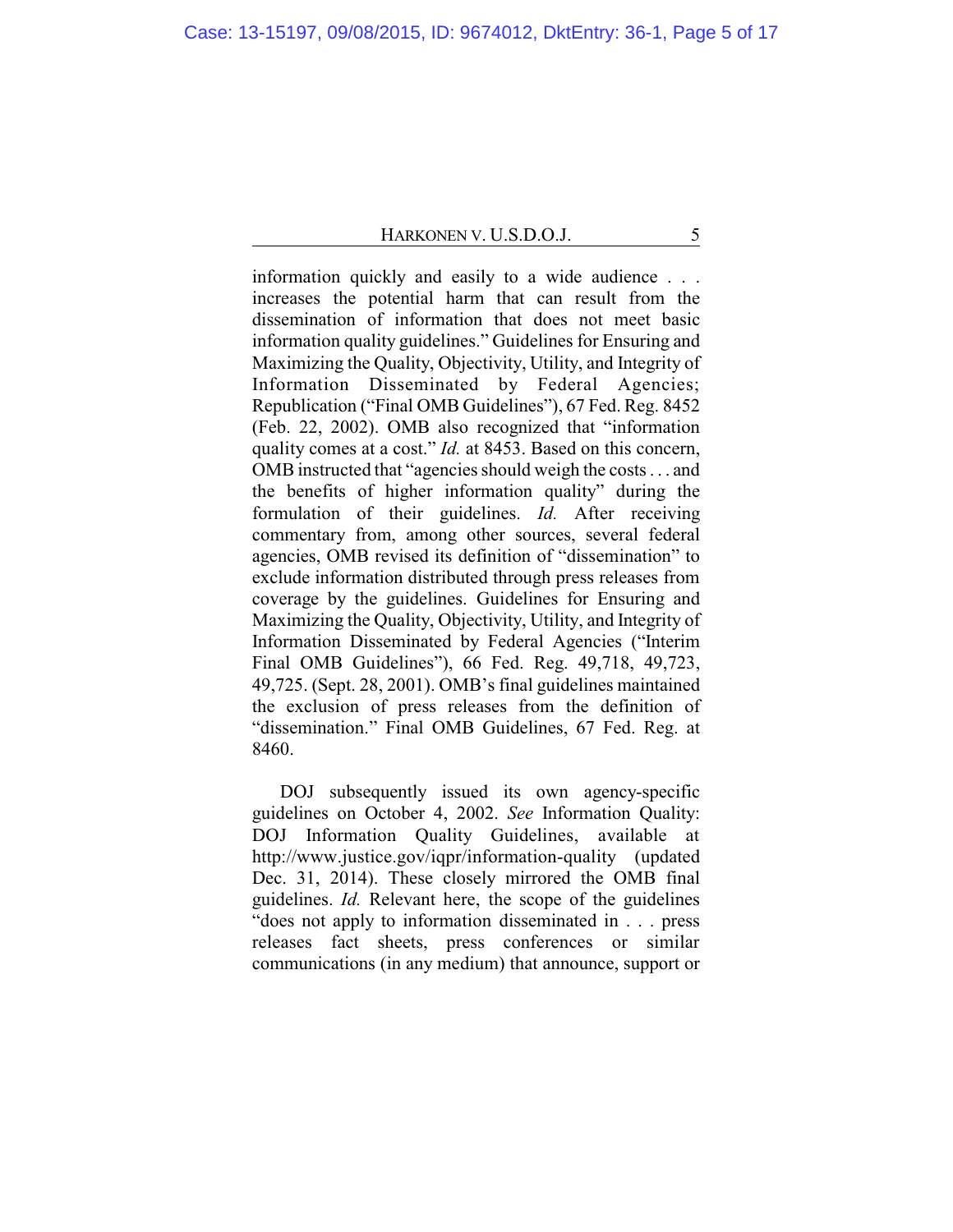information quickly and easily to a wide audience . . . increases the potential harm that can result from the dissemination of information that does not meet basic information quality guidelines." Guidelines for Ensuring and Maximizing the Quality, Objectivity, Utility, and Integrity of Information Disseminated by Federal Agencies; Republication ("Final OMB Guidelines"), 67 Fed. Reg. 8452 (Feb. 22, 2002). OMB also recognized that "information quality comes at a cost." *Id.* at 8453. Based on this concern, OMB instructed that "agencies should weigh the costs . . . and the benefits of higher information quality" during the formulation of their guidelines. *Id.* After receiving commentary from, among other sources, several federal agencies, OMB revised its definition of "dissemination" to exclude information distributed through press releases from coverage by the guidelines. Guidelines for Ensuring and Maximizing the Quality, Objectivity, Utility, and Integrity of Information Disseminated by Federal Agencies ("Interim Final OMB Guidelines"), 66 Fed. Reg. 49,718, 49,723, 49,725. (Sept. 28, 2001). OMB's final guidelines maintained the exclusion of press releases from the definition of "dissemination." Final OMB Guidelines, 67 Fed. Reg. at 8460.

DOJ subsequently issued its own agency-specific guidelines on October 4, 2002. *See* Information Quality: DOJ Information Quality Guidelines, available at http://www.justice.gov/iqpr/information-quality (updated Dec. 31, 2014). These closely mirrored the OMB final guidelines. *Id.* Relevant here, the scope of the guidelines "does not apply to information disseminated in . . . press releases fact sheets, press conferences or similar communications (in any medium) that announce, support or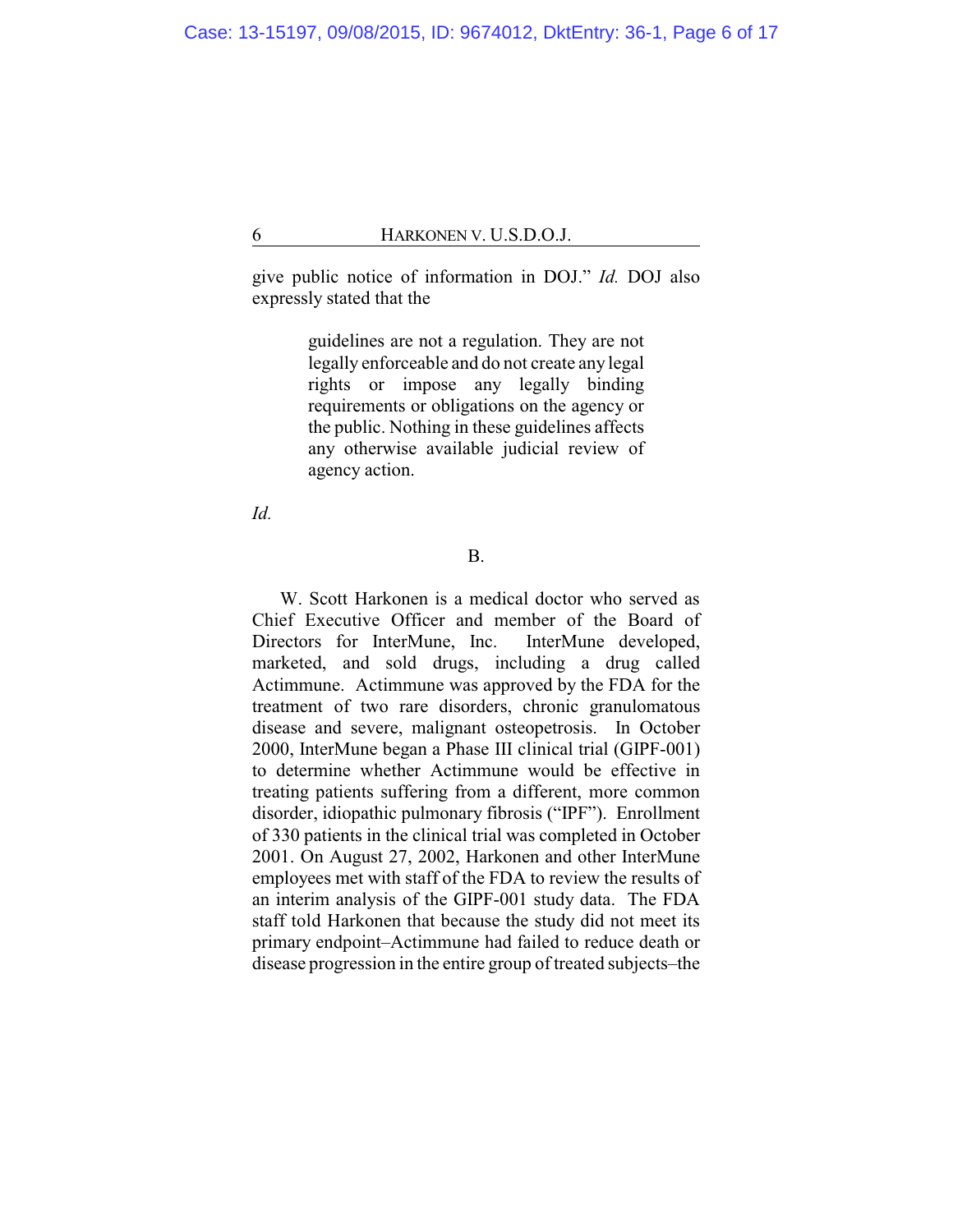give public notice of information in DOJ." *Id.* DOJ also expressly stated that the

> guidelines are not a regulation. They are not legally enforceable and do not create any legal rights or impose any legally binding requirements or obligations on the agency or the public. Nothing in these guidelines affects any otherwise available judicial review of agency action.

*Id.*

B.

W. Scott Harkonen is a medical doctor who served as Chief Executive Officer and member of the Board of Directors for InterMune, Inc. InterMune developed, marketed, and sold drugs, including a drug called Actimmune. Actimmune was approved by the FDA for the treatment of two rare disorders, chronic granulomatous disease and severe, malignant osteopetrosis. In October 2000, InterMune began a Phase III clinical trial (GIPF-001) to determine whether Actimmune would be effective in treating patients suffering from a different, more common disorder, idiopathic pulmonary fibrosis ("IPF"). Enrollment of 330 patients in the clinical trial was completed in October 2001. On August 27, 2002, Harkonen and other InterMune employees met with staff of the FDA to review the results of an interim analysis of the GIPF-001 study data. The FDA staff told Harkonen that because the study did not meet its primary endpoint–Actimmune had failed to reduce death or disease progression in the entire group of treated subjects–the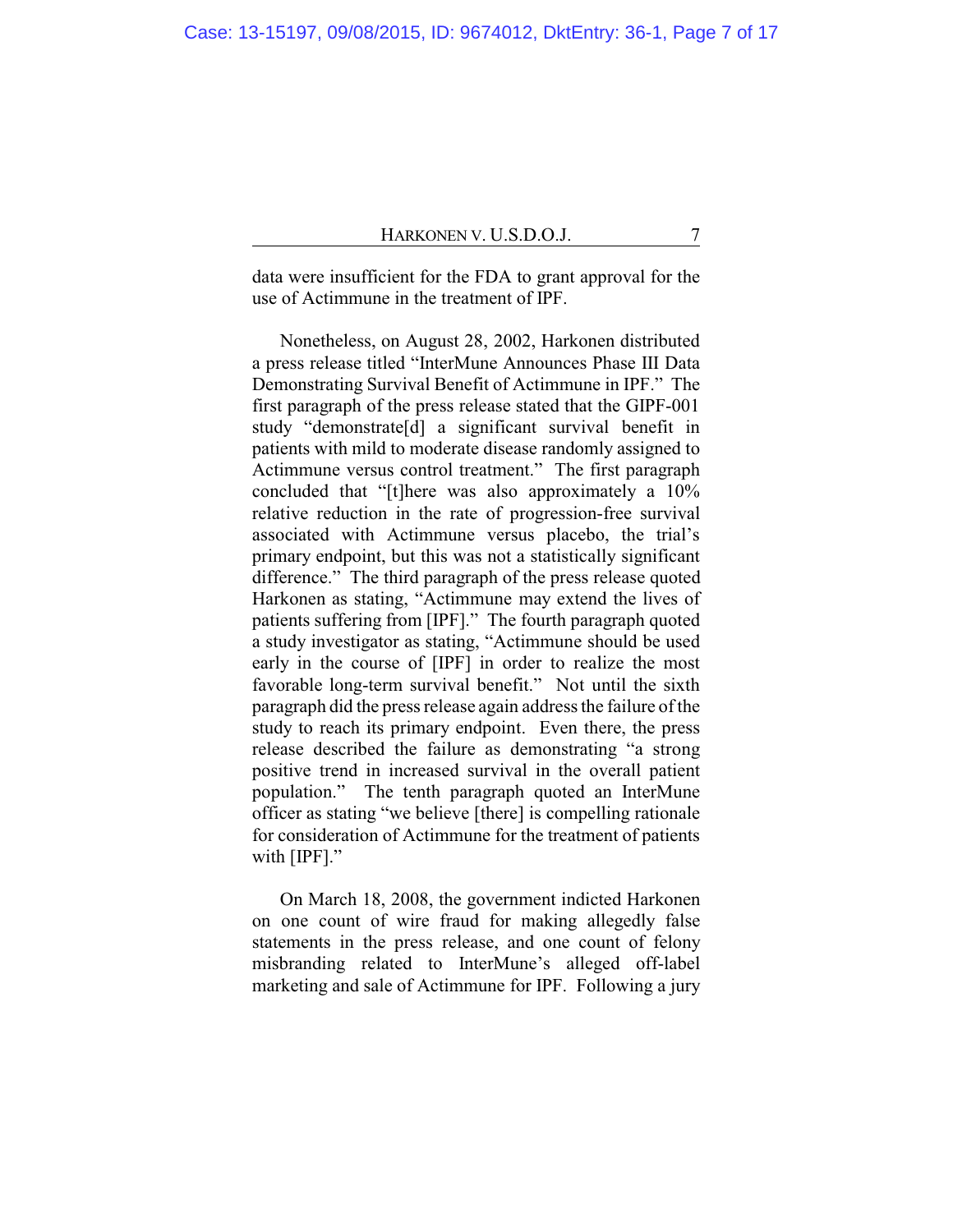data were insufficient for the FDA to grant approval for the use of Actimmune in the treatment of IPF.

Nonetheless, on August 28, 2002, Harkonen distributed a press release titled "InterMune Announces Phase III Data Demonstrating Survival Benefit of Actimmune in IPF." The first paragraph of the press release stated that the GIPF-001 study "demonstrate[d] a significant survival benefit in patients with mild to moderate disease randomly assigned to Actimmune versus control treatment." The first paragraph concluded that "[t]here was also approximately a 10% relative reduction in the rate of progression-free survival associated with Actimmune versus placebo, the trial's primary endpoint, but this was not a statistically significant difference." The third paragraph of the press release quoted Harkonen as stating, "Actimmune may extend the lives of patients suffering from [IPF]." The fourth paragraph quoted a study investigator as stating, "Actimmune should be used early in the course of [IPF] in order to realize the most favorable long-term survival benefit." Not until the sixth paragraph did the press release again address the failure of the study to reach its primary endpoint. Even there, the press release described the failure as demonstrating "a strong positive trend in increased survival in the overall patient population." The tenth paragraph quoted an InterMune officer as stating "we believe [there] is compelling rationale for consideration of Actimmune for the treatment of patients with [IPF]."

On March 18, 2008, the government indicted Harkonen on one count of wire fraud for making allegedly false statements in the press release, and one count of felony misbranding related to InterMune's alleged off-label marketing and sale of Actimmune for IPF. Following a jury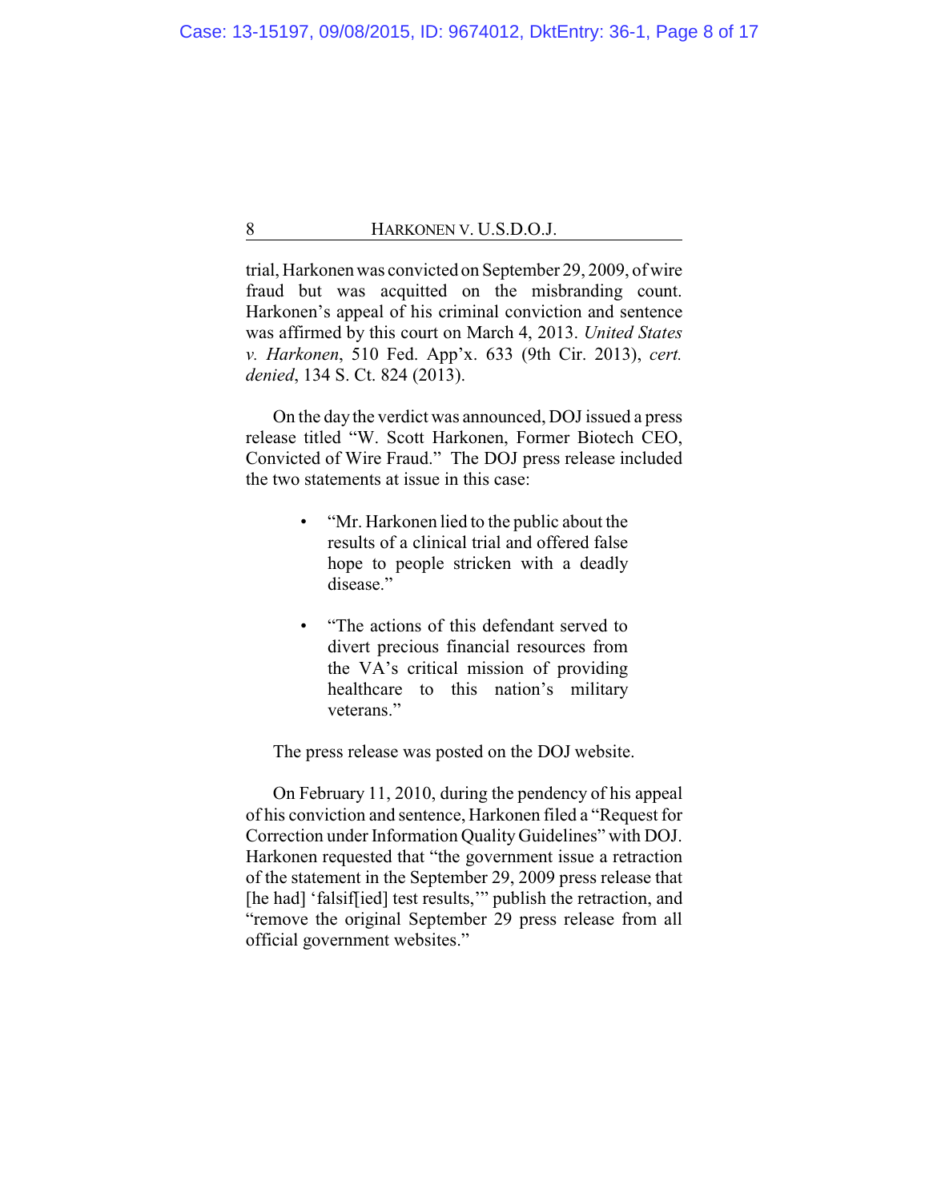trial, Harkonen was convicted on September 29, 2009, of wire fraud but was acquitted on the misbranding count. Harkonen's appeal of his criminal conviction and sentence was affirmed by this court on March 4, 2013. *United States v. Harkonen*, 510 Fed. App'x. 633 (9th Cir. 2013), *cert. denied*, 134 S. Ct. 824 (2013).

On the day the verdict was announced, DOJ issued a press release titled "W. Scott Harkonen, Former Biotech CEO, Convicted of Wire Fraud." The DOJ press release included the two statements at issue in this case:

- "Mr. Harkonen lied to the public about the results of a clinical trial and offered false hope to people stricken with a deadly disease."

- "The actions of this defendant served to divert precious financial resources from the VA's critical mission of providing healthcare to this nation's military veterans."

The press release was posted on the DOJ website.

On February 11, 2010, during the pendency of his appeal of his conviction and sentence, Harkonen filed a "Request for Correction under Information Quality Guidelines" with DOJ. Harkonen requested that "the government issue a retraction of the statement in the September 29, 2009 press release that [he had] 'falsif[ied] test results,'" publish the retraction, and "remove the original September 29 press release from all official government websites."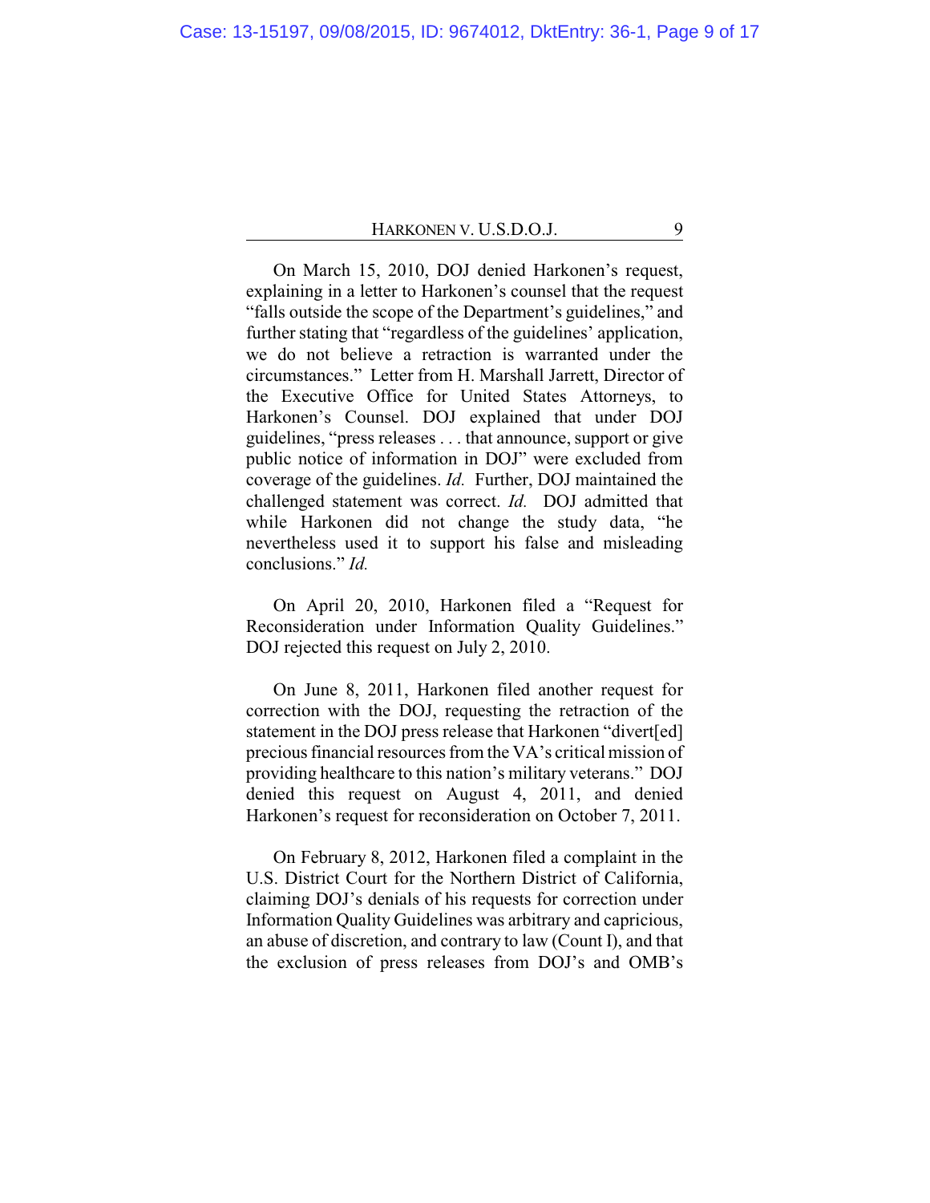On March 15, 2010, DOJ denied Harkonen's request, explaining in a letter to Harkonen's counsel that the request "falls outside the scope of the Department's guidelines," and further stating that "regardless of the guidelines' application, we do not believe a retraction is warranted under the circumstances." Letter from H. Marshall Jarrett, Director of the Executive Office for United States Attorneys, to Harkonen's Counsel. DOJ explained that under DOJ guidelines, "press releases . . . that announce, support or give public notice of information in DOJ" were excluded from coverage of the guidelines. *Id.* Further, DOJ maintained the challenged statement was correct. *Id.* DOJ admitted that while Harkonen did not change the study data, "he nevertheless used it to support his false and misleading conclusions." *Id.*

On April 20, 2010, Harkonen filed a "Request for Reconsideration under Information Quality Guidelines." DOJ rejected this request on July 2, 2010.

On June 8, 2011, Harkonen filed another request for correction with the DOJ, requesting the retraction of the statement in the DOJ press release that Harkonen "divert[ed] precious financial resources from the VA's critical mission of providing healthcare to this nation's military veterans." DOJ denied this request on August 4, 2011, and denied Harkonen's request for reconsideration on October 7, 2011.

On February 8, 2012, Harkonen filed a complaint in the U.S. District Court for the Northern District of California, claiming DOJ's denials of his requests for correction under Information Quality Guidelines was arbitrary and capricious, an abuse of discretion, and contrary to law (Count I), and that the exclusion of press releases from DOJ's and OMB's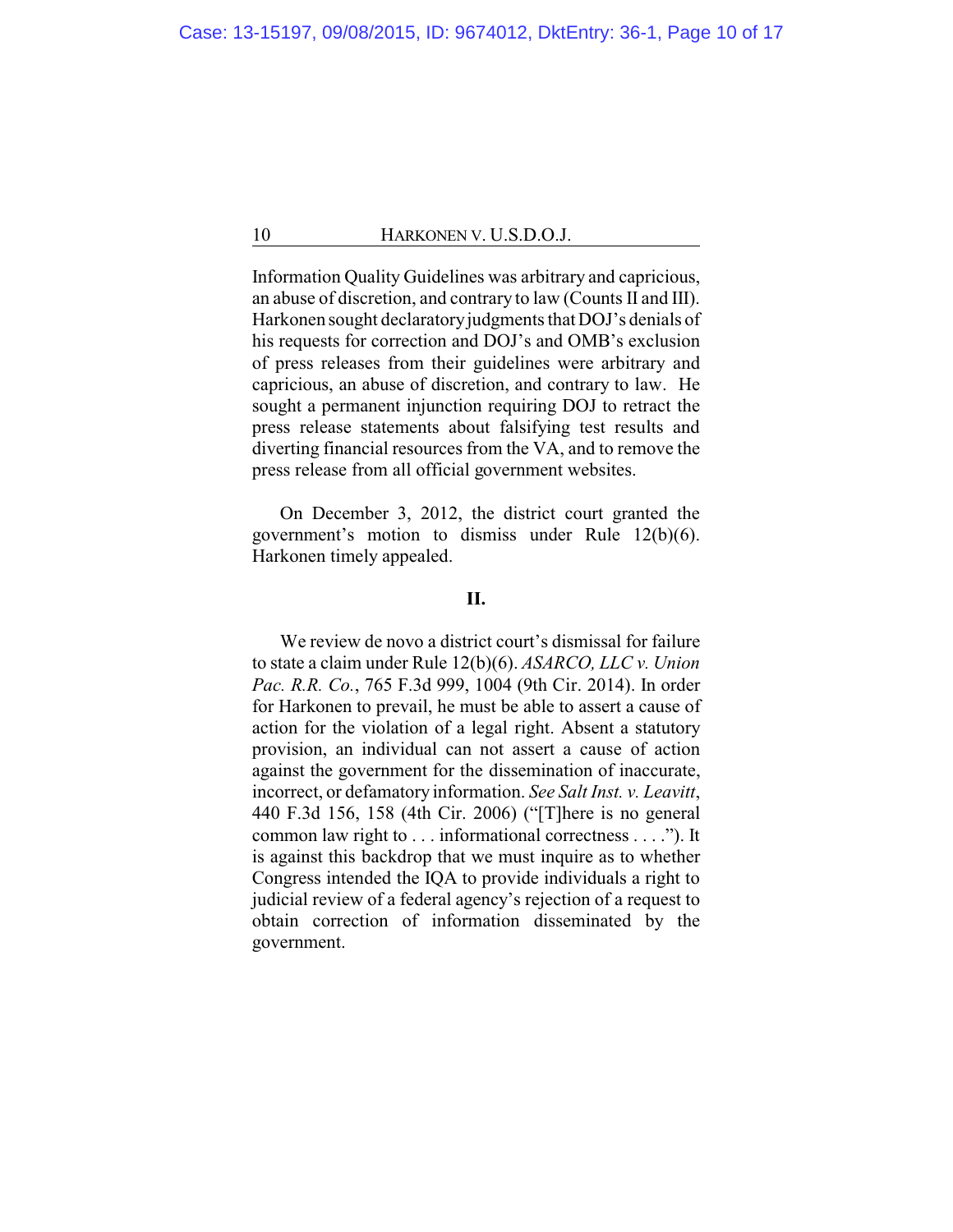Information Quality Guidelines was arbitrary and capricious, an abuse of discretion, and contrary to law (Counts II and III). Harkonen sought declaratory judgments that DOJ's denials of his requests for correction and DOJ's and OMB's exclusion of press releases from their guidelines were arbitrary and capricious, an abuse of discretion, and contrary to law. He sought a permanent injunction requiring DOJ to retract the press release statements about falsifying test results and diverting financial resources from the VA, and to remove the press release from all official government websites.

On December 3, 2012, the district court granted the government's motion to dismiss under Rule 12(b)(6). Harkonen timely appealed.

## II.

We review de novo a district court's dismissal for failure to state a claim under Rule 12(b)(6). *ASARCO, LLC v. Union Pac. R.R. Co.*, 765 F.3d 999, 1004 (9th Cir. 2014). In order for Harkonen to prevail, he must be able to assert a cause of action for the violation of a legal right. Absent a statutory provision, an individual can not assert a cause of action against the government for the dissemination of inaccurate, incorrect, or defamatory information. *See Salt Inst. v. Leavitt*, 440 F.3d 156, 158 (4th Cir. 2006) ("[T]here is no general common law right to . . . informational correctness . . . ."). It is against this backdrop that we must inquire as to whether Congress intended the IQA to provide individuals a right to judicial review of a federal agency's rejection of a request to obtain correction of information disseminated by the government.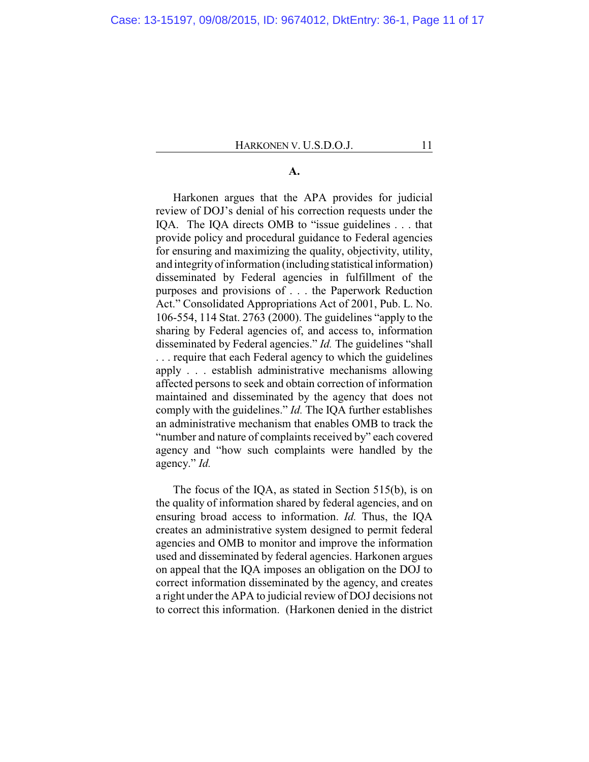### A.

Harkonen argues that the APA provides for judicial review of DOJ's denial of his correction requests under the IQA. The IQA directs OMB to "issue guidelines . . . that provide policy and procedural guidance to Federal agencies for ensuring and maximizing the quality, objectivity, utility, and integrity of information (including statistical information) disseminated by Federal agencies in fulfillment of the purposes and provisions of . . . the Paperwork Reduction Act." Consolidated Appropriations Act of 2001, Pub. L. No. 106-554, 114 Stat. 2763 (2000). The guidelines "apply to the sharing by Federal agencies of, and access to, information disseminated by Federal agencies." *Id.* The guidelines "shall . . . require that each Federal agency to which the guidelines apply . . . establish administrative mechanisms allowing affected persons to seek and obtain correction of information maintained and disseminated by the agency that does not comply with the guidelines." *Id.* The IQA further establishes an administrative mechanism that enables OMB to track the "number and nature of complaints received by" each covered agency and "how such complaints were handled by the agency." *Id.*

The focus of the IQA, as stated in Section 515(b), is on the quality of information shared by federal agencies, and on ensuring broad access to information. *Id.* Thus, the IQA creates an administrative system designed to permit federal agencies and OMB to monitor and improve the information used and disseminated by federal agencies. Harkonen argues on appeal that the IQA imposes an obligation on the DOJ to correct information disseminated by the agency, and creates a right under the APA to judicial review of DOJ decisions not to correct this information. (Harkonen denied in the district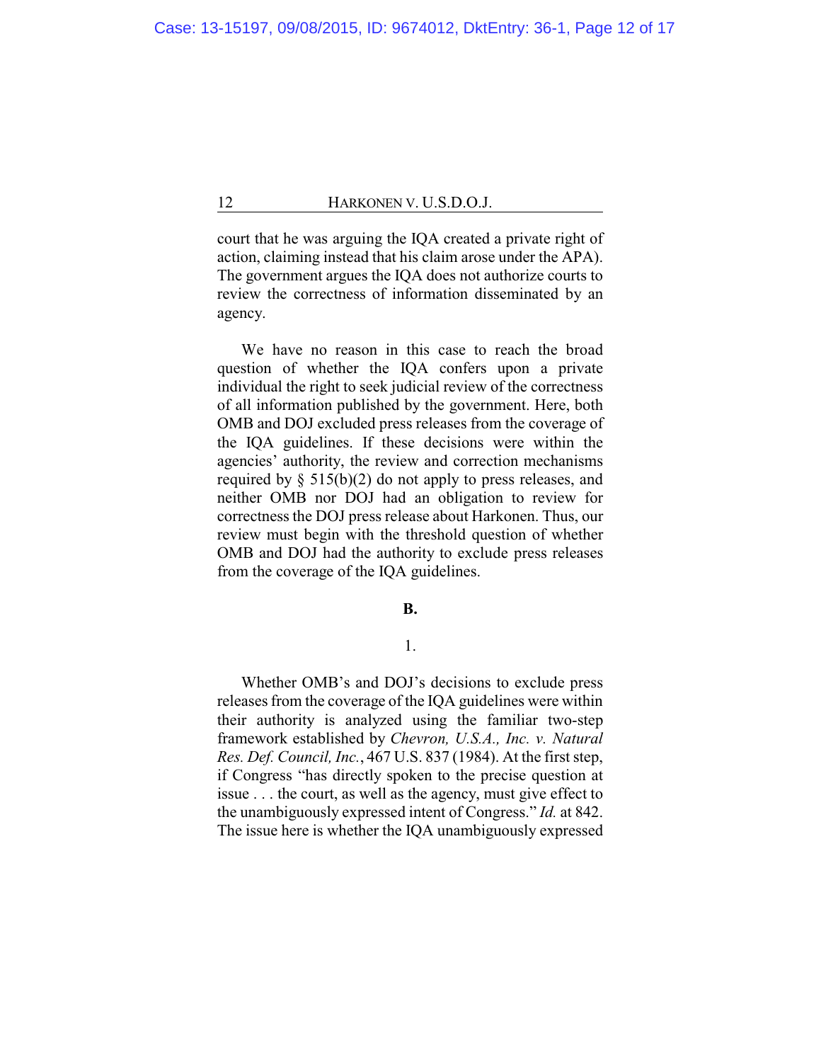court that he was arguing the IQA created a private right of action, claiming instead that his claim arose under the APA). The government argues the IQA does not authorize courts to review the correctness of information disseminated by an agency.

We have no reason in this case to reach the broad question of whether the IQA confers upon a private individual the right to seek judicial review of the correctness of all information published by the government. Here, both OMB and DOJ excluded press releases from the coverage of the IQA guidelines. If these decisions were within the agencies' authority, the review and correction mechanisms required by § 515(b)(2) do not apply to press releases, and neither OMB nor DOJ had an obligation to review for correctness the DOJ press release about Harkonen. Thus, our review must begin with the threshold question of whether OMB and DOJ had the authority to exclude press releases from the coverage of the IQA guidelines.

**B.**

1.

Whether OMB's and DOJ's decisions to exclude press releases from the coverage of the IQA guidelines were within their authority is analyzed using the familiar two-step framework established by *Chevron, U.S.A., Inc. v. Natural Res. Def. Council, Inc.*, 467 U.S. 837 (1984). At the first step, if Congress "has directly spoken to the precise question at issue . . . the court, as well as the agency, must give effect to the unambiguously expressed intent of Congress." *Id.* at 842. The issue here is whether the IQA unambiguously expressed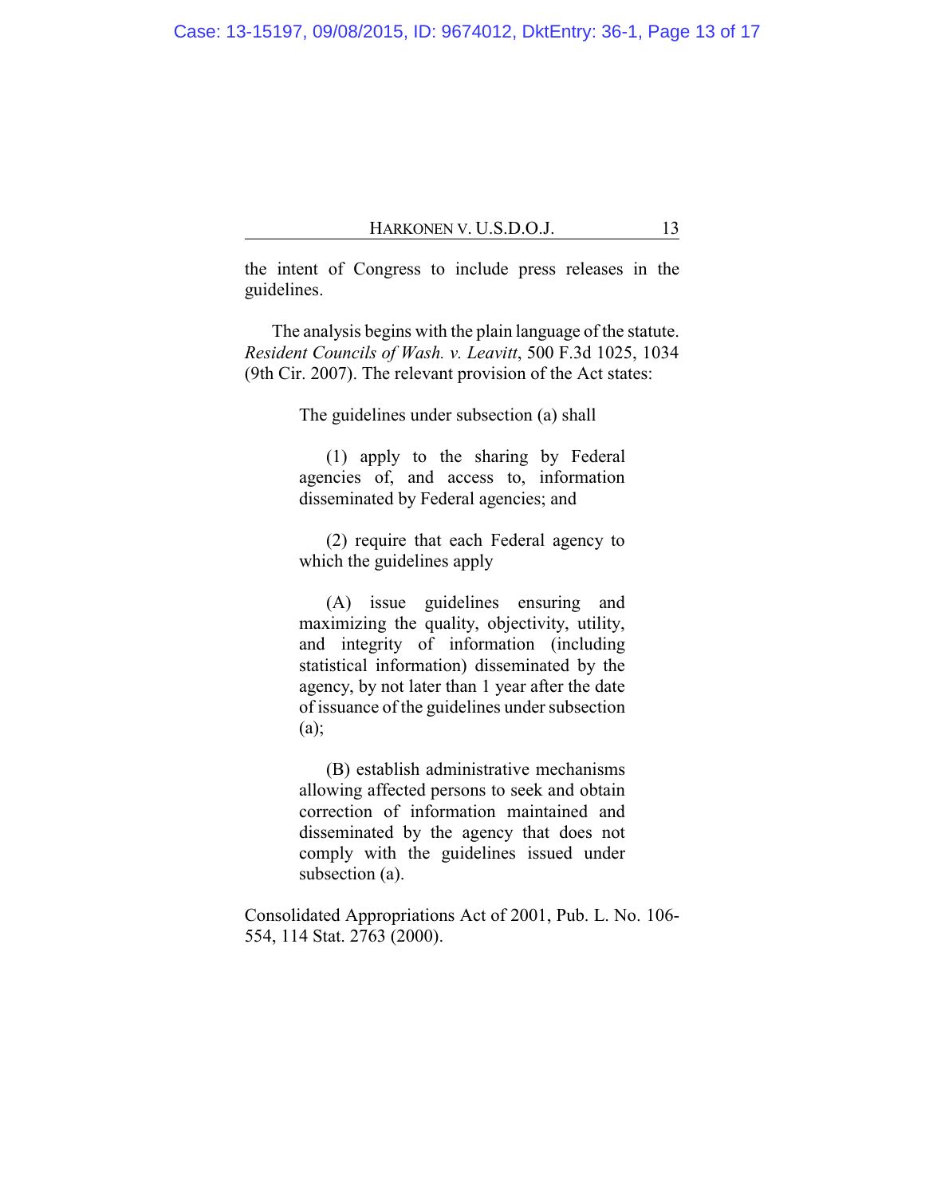the intent of Congress to include press releases in the guidelines.

The analysis begins with the plain language of the statute. *Resident Councils of Wash. v. Leavitt*, 500 F.3d 1025, 1034 (9th Cir. 2007). The relevant provision of the Act states:

> The guidelines under subsection (a) shall
>
> (1) apply to the sharing by Federal agencies of, and access to, information disseminated by Federal agencies; and
>
> (2) require that each Federal agency to which the guidelines apply
>
> (A) issue guidelines ensuring and maximizing the quality, objectivity, utility, and integrity of information (including statistical information) disseminated by the agency, by not later than 1 year after the date of issuance of the guidelines under subsection (a);
>
> (B) establish administrative mechanisms allowing affected persons to seek and obtain correction of information maintained and disseminated by the agency that does not comply with the guidelines issued under subsection (a).

Consolidated Appropriations Act of 2001, Pub. L. No. 106-554, 114 Stat. 2763 (2000).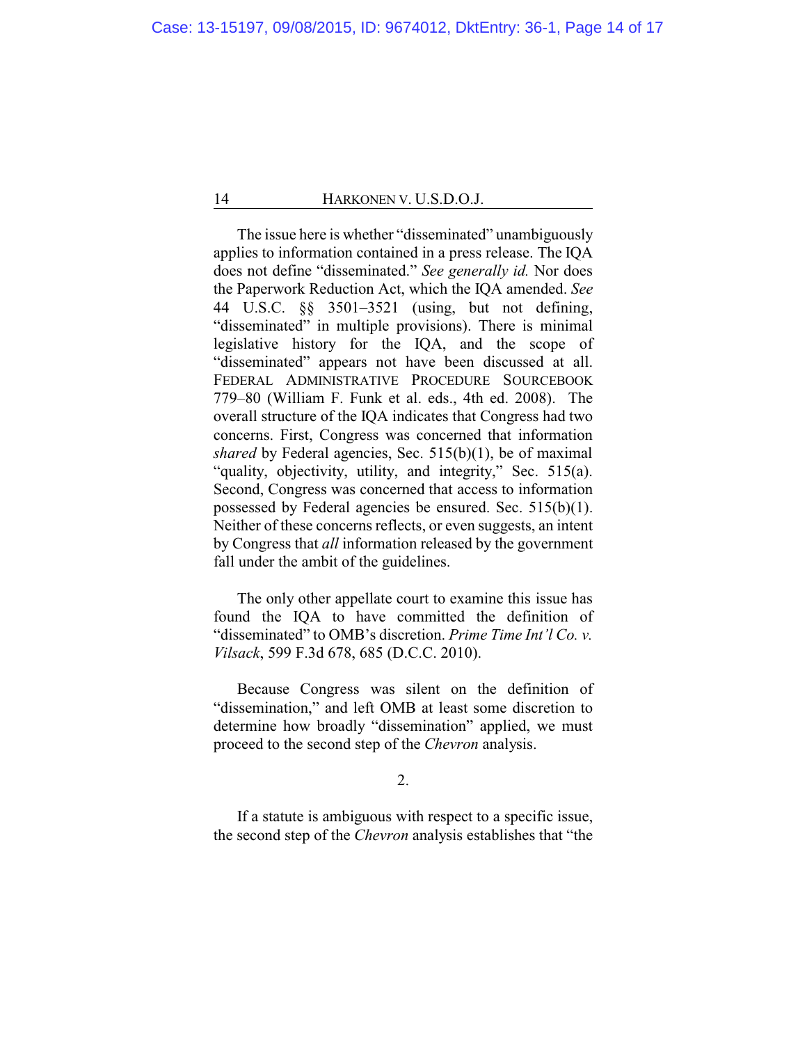The issue here is whether "disseminated" unambiguously applies to information contained in a press release. The IQA does not define "disseminated." *See generally id.* Nor does the Paperwork Reduction Act, which the IQA amended. *See* 44 U.S.C. §§ 3501–3521 (using, but not defining, "disseminated" in multiple provisions). There is minimal legislative history for the IQA, and the scope of "disseminated" appears not have been discussed at all. FEDERAL ADMINISTRATIVE PROCEDURE SOURCEBOOK 779–80 (William F. Funk et al. eds., 4th ed. 2008). The overall structure of the IQA indicates that Congress had two concerns. First, Congress was concerned that information *shared* by Federal agencies, Sec. 515(b)(1), be of maximal "quality, objectivity, utility, and integrity," Sec. 515(a). Second, Congress was concerned that access to information possessed by Federal agencies be ensured. Sec. 515(b)(1). Neither of these concerns reflects, or even suggests, an intent by Congress that *all* information released by the government fall under the ambit of the guidelines.

The only other appellate court to examine this issue has found the IQA to have committed the definition of "disseminated" to OMB's discretion. *Prime Time Int'l Co. v. Vilsack*, 599 F.3d 678, 685 (D.C.C. 2010).

Because Congress was silent on the definition of "dissemination," and left OMB at least some discretion to determine how broadly "dissemination" applied, we must proceed to the second step of the *Chevron* analysis.

2.

If a statute is ambiguous with respect to a specific issue, the second step of the *Chevron* analysis establishes that "the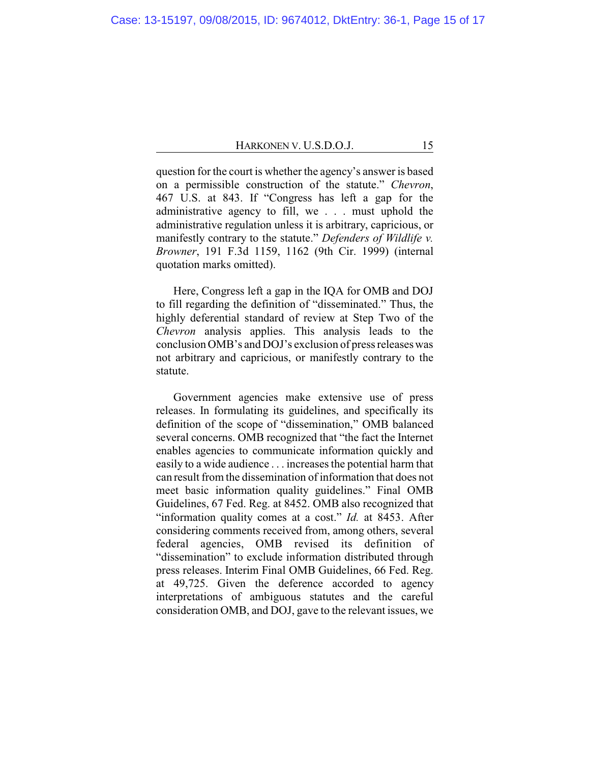question for the court is whether the agency's answer is based on a permissible construction of the statute." *Chevron*, 467 U.S. at 843. If "Congress has left a gap for the administrative agency to fill, we . . . must uphold the administrative regulation unless it is arbitrary, capricious, or manifestly contrary to the statute." *Defenders of Wildlife v. Browner*, 191 F.3d 1159, 1162 (9th Cir. 1999) (internal quotation marks omitted).

Here, Congress left a gap in the IQA for OMB and DOJ to fill regarding the definition of "disseminated." Thus, the highly deferential standard of review at Step Two of the *Chevron* analysis applies. This analysis leads to the conclusion OMB's and DOJ's exclusion of press releases was not arbitrary and capricious, or manifestly contrary to the statute.

Government agencies make extensive use of press releases. In formulating its guidelines, and specifically its definition of the scope of "dissemination," OMB balanced several concerns. OMB recognized that "the fact the Internet enables agencies to communicate information quickly and easily to a wide audience . . . increases the potential harm that can result from the dissemination of information that does not meet basic information quality guidelines." Final OMB Guidelines, 67 Fed. Reg. at 8452. OMB also recognized that "information quality comes at a cost." *Id.* at 8453. After considering comments received from, among others, several federal agencies, OMB revised its definition of "dissemination" to exclude information distributed through press releases. Interim Final OMB Guidelines, 66 Fed. Reg. at 49,725. Given the deference accorded to agency interpretations of ambiguous statutes and the careful consideration OMB, and DOJ, gave to the relevant issues, we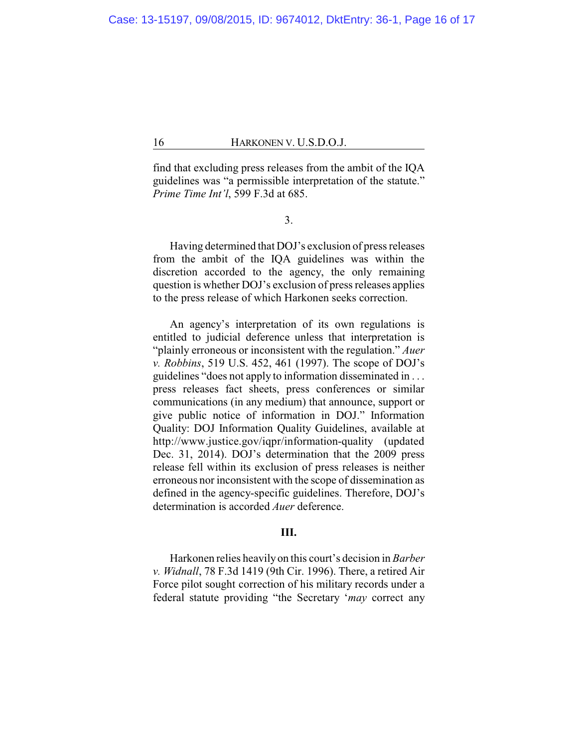find that excluding press releases from the ambit of the IQA guidelines was "a permissible interpretation of the statute." *Prime Time Int'l*, 599 F.3d at 685.

3.

Having determined that DOJ's exclusion of press releases from the ambit of the IQA guidelines was within the discretion accorded to the agency, the only remaining question is whether DOJ's exclusion of press releases applies to the press release of which Harkonen seeks correction.

An agency's interpretation of its own regulations is entitled to judicial deference unless that interpretation is "plainly erroneous or inconsistent with the regulation." *Auer v. Robbins*, 519 U.S. 452, 461 (1997). The scope of DOJ's guidelines "does not apply to information disseminated in . . . press releases fact sheets, press conferences or similar communications (in any medium) that announce, support or give public notice of information in DOJ." Information Quality: DOJ Information Quality Guidelines, available at http://www.justice.gov/iqpr/information-quality (updated Dec. 31, 2014). DOJ's determination that the 2009 press release fell within its exclusion of press releases is neither erroneous nor inconsistent with the scope of dissemination as defined in the agency-specific guidelines. Therefore, DOJ's determination is accorded *Auer* deference.

## III.

Harkonen relies heavily on this court's decision in *Barber v. Widnall*, 78 F.3d 1419 (9th Cir. 1996). There, a retired Air Force pilot sought correction of his military records under a federal statute providing "the Secretary '*may* correct any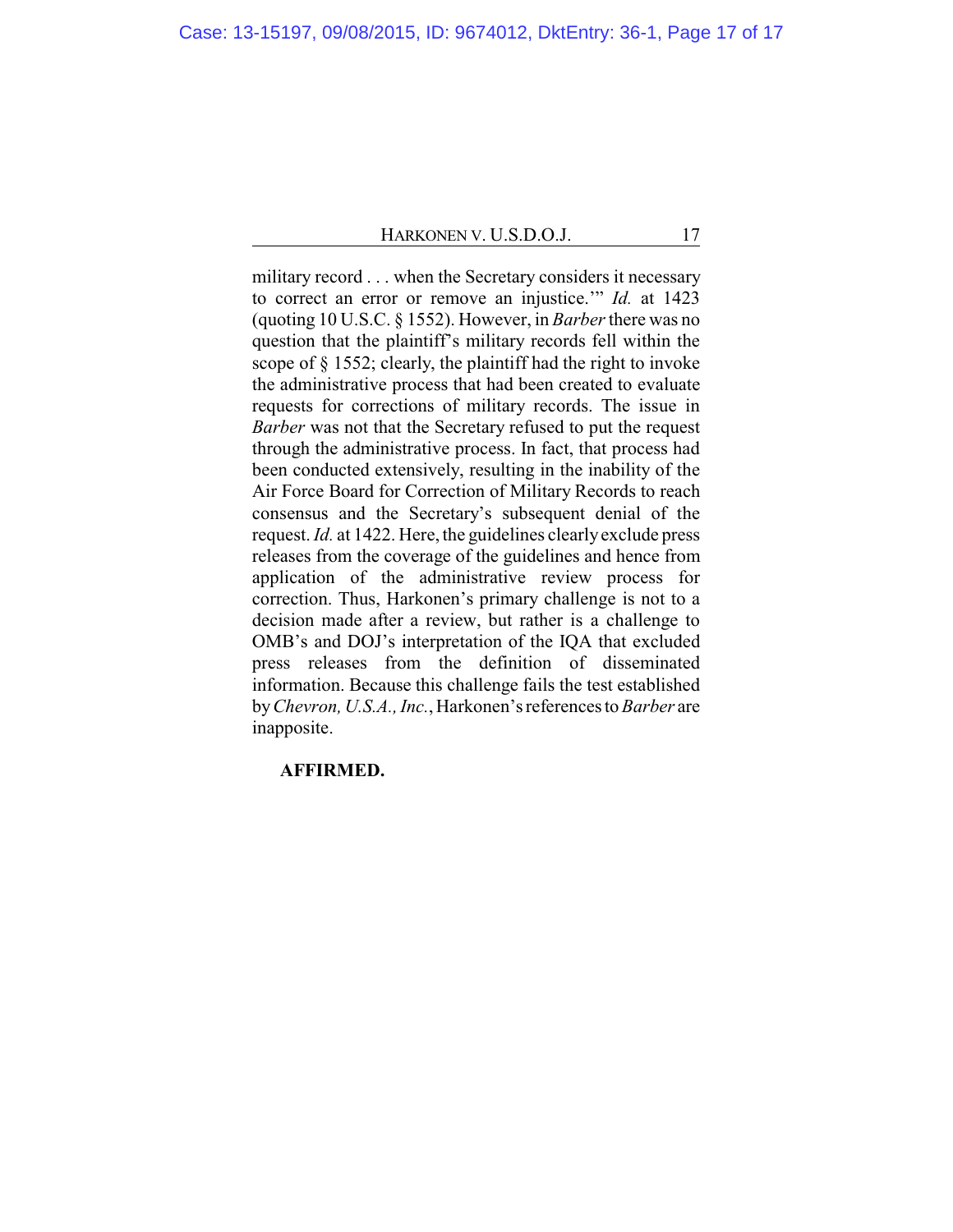military record . . . when the Secretary considers it necessary to correct an error or remove an injustice.'" *Id.* at 1423 (quoting 10 U.S.C. § 1552). However, in *Barber* there was no question that the plaintiff's military records fell within the scope of § 1552; clearly, the plaintiff had the right to invoke the administrative process that had been created to evaluate requests for corrections of military records. The issue in *Barber* was not that the Secretary refused to put the request through the administrative process. In fact, that process had been conducted extensively, resulting in the inability of the Air Force Board for Correction of Military Records to reach consensus and the Secretary's subsequent denial of the request. *Id.* at 1422. Here, the guidelines clearly exclude press releases from the coverage of the guidelines and hence from application of the administrative review process for correction. Thus, Harkonen's primary challenge is not to a decision made after a review, but rather is a challenge to OMB's and DOJ's interpretation of the IQA that excluded press releases from the definition of disseminated information. Because this challenge fails the test established by *Chevron, U.S.A., Inc.*, Harkonen's references to *Barber* are inapposite.

**AFFIRMED.**